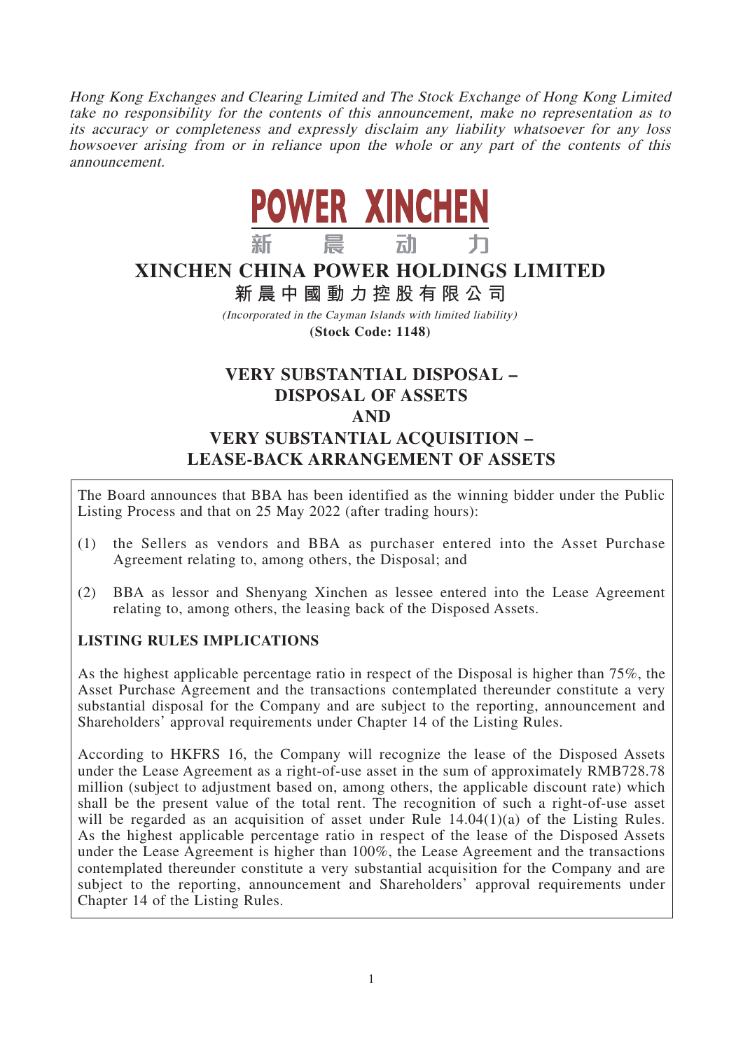*Hong Kong Exchanges and Clearing Limited and The Stock Exchange of Hong Kong Limited take no responsibility for the contents of this announcement, make no representation as to its accuracy or completeness and expressly disclaim any liability whatsoever for any loss howsoever arising from or in reliance upon the whole or any part of the contents of this announcement.*

**POWER XINCHEN**

**新 晨 动 力**

# XINCHEN CHINA POWER HOLDINGS LIMITED

**新晨中國動力控股有限公司**

*(Incorporated in the Cayman Islands with limited liability)*

**(Stock Code: 1148)**

## VERY SUBSTANTIAL DISPOSAL – DISPOSAL OF ASSETS AND VERY SUBSTANTIAL ACQUISITION – LEASE-BACK ARRANGEMENT OF ASSETS

The Board announces that BBA has been identified as the winning bidder under the Public Listing Process and that on 25 May 2022 (after trading hours):

(1) the Sellers as vendors and BBA as purchaser entered into the Asset Purchase Agreement relating to, among others, the Disposal; and

(2) BBA as lessor and Shenyang Xinchen as lessee entered into the Lease Agreement relating to, among others, the leasing back of the Disposed Assets.

**LISTING RULES IMPLICATIONS**

As the highest applicable percentage ratio in respect of the Disposal is higher than 75%, the Asset Purchase Agreement and the transactions contemplated thereunder constitute a very substantial disposal for the Company and are subject to the reporting, announcement and Shareholders' approval requirements under Chapter 14 of the Listing Rules.

According to HKFRS 16, the Company will recognize the lease of the Disposed Assets under the Lease Agreement as a right-of-use asset in the sum of approximately RMB728.78 million (subject to adjustment based on, among others, the applicable discount rate) which shall be the present value of the total rent. The recognition of such a right-of-use asset will be regarded as an acquisition of asset under Rule 14.04(1)(a) of the Listing Rules. As the highest applicable percentage ratio in respect of the lease of the Disposed Assets under the Lease Agreement is higher than 100%, the Lease Agreement and the transactions contemplated thereunder constitute a very substantial acquisition for the Company and are subject to the reporting, announcement and Shareholders' approval requirements under Chapter 14 of the Listing Rules.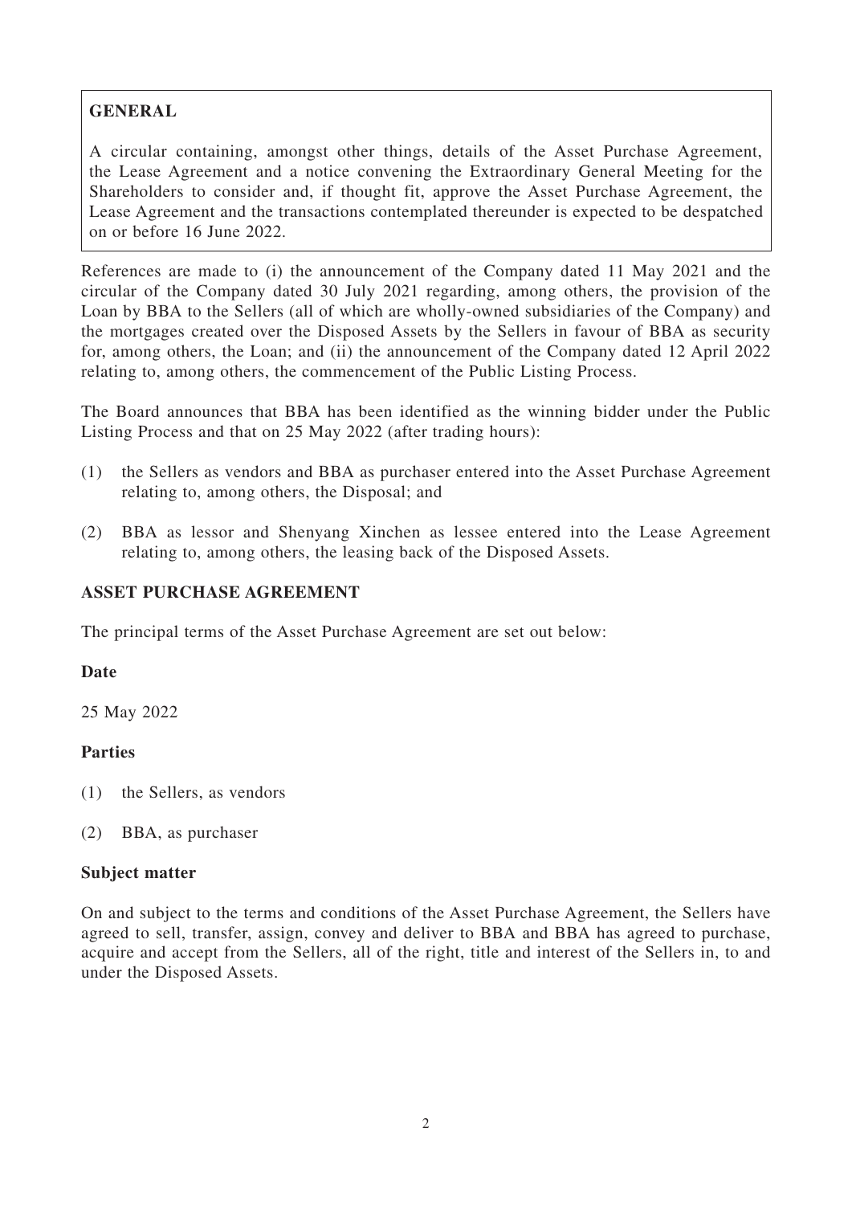**GENERAL**

A circular containing, amongst other things, details of the Asset Purchase Agreement, the Lease Agreement and a notice convening the Extraordinary General Meeting for the Shareholders to consider and, if thought fit, approve the Asset Purchase Agreement, the Lease Agreement and the transactions contemplated thereunder is expected to be despatched on or before 16 June 2022.

References are made to (i) the announcement of the Company dated 11 May 2021 and the circular of the Company dated 30 July 2021 regarding, among others, the provision of the Loan by BBA to the Sellers (all of which are wholly-owned subsidiaries of the Company) and the mortgages created over the Disposed Assets by the Sellers in favour of BBA as security for, among others, the Loan; and (ii) the announcement of the Company dated 12 April 2022 relating to, among others, the commencement of the Public Listing Process.

The Board announces that BBA has been identified as the winning bidder under the Public Listing Process and that on 25 May 2022 (after trading hours):

(1) the Sellers as vendors and BBA as purchaser entered into the Asset Purchase Agreement relating to, among others, the Disposal; and

(2) BBA as lessor and Shenyang Xinchen as lessee entered into the Lease Agreement relating to, among others, the leasing back of the Disposed Assets.

## ASSET PURCHASE AGREEMENT

The principal terms of the Asset Purchase Agreement are set out below:

**Date**

25 May 2022

**Parties**

(1) the Sellers, as vendors

(2) BBA, as purchaser

**Subject matter**

On and subject to the terms and conditions of the Asset Purchase Agreement, the Sellers have agreed to sell, transfer, assign, convey and deliver to BBA and BBA has agreed to purchase, acquire and accept from the Sellers, all of the right, title and interest of the Sellers in, to and under the Disposed Assets.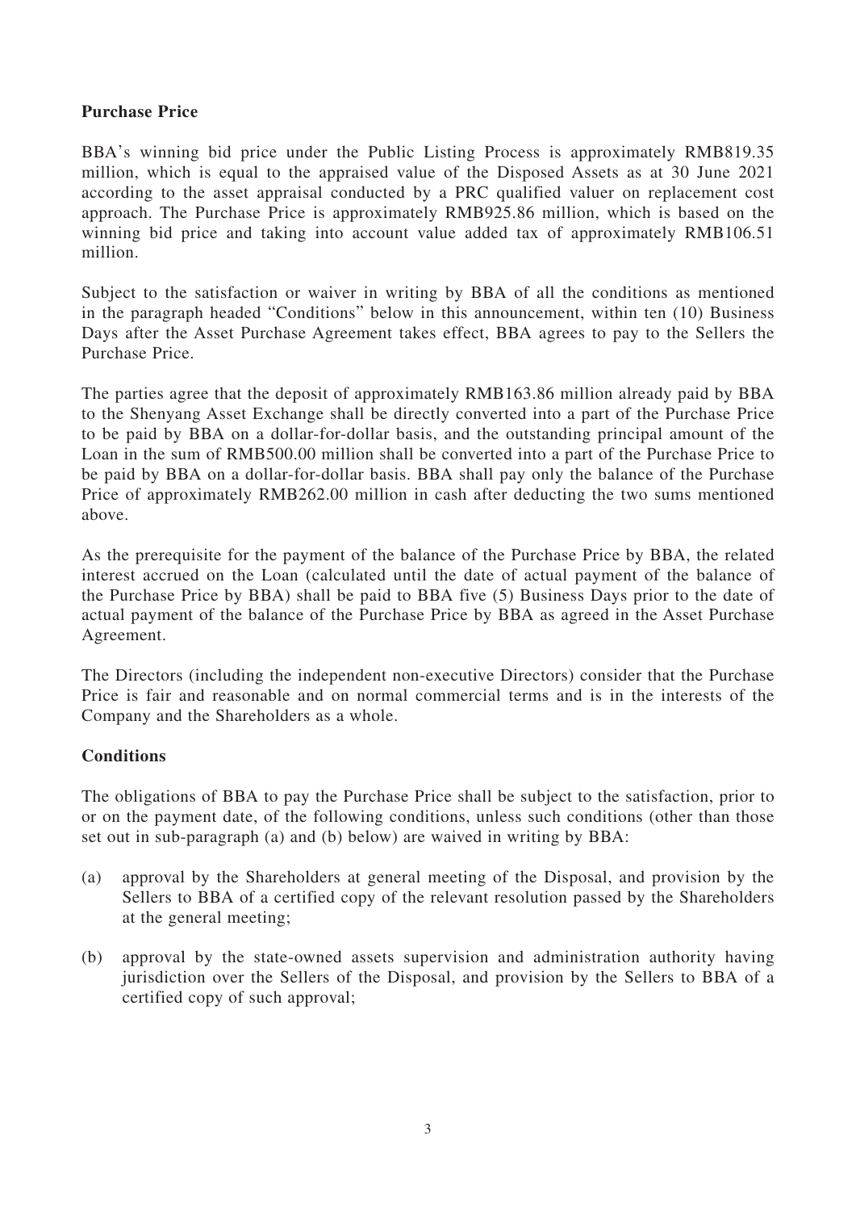**Purchase Price**

BBA's winning bid price under the Public Listing Process is approximately RMB819.35 million, which is equal to the appraised value of the Disposed Assets as at 30 June 2021 according to the asset appraisal conducted by a PRC qualified valuer on replacement cost approach. The Purchase Price is approximately RMB925.86 million, which is based on the winning bid price and taking into account value added tax of approximately RMB106.51 million.

Subject to the satisfaction or waiver in writing by BBA of all the conditions as mentioned in the paragraph headed "Conditions" below in this announcement, within ten (10) Business Days after the Asset Purchase Agreement takes effect, BBA agrees to pay to the Sellers the Purchase Price.

The parties agree that the deposit of approximately RMB163.86 million already paid by BBA to the Shenyang Asset Exchange shall be directly converted into a part of the Purchase Price to be paid by BBA on a dollar-for-dollar basis, and the outstanding principal amount of the Loan in the sum of RMB500.00 million shall be converted into a part of the Purchase Price to be paid by BBA on a dollar-for-dollar basis. BBA shall pay only the balance of the Purchase Price of approximately RMB262.00 million in cash after deducting the two sums mentioned above.

As the prerequisite for the payment of the balance of the Purchase Price by BBA, the related interest accrued on the Loan (calculated until the date of actual payment of the balance of the Purchase Price by BBA) shall be paid to BBA five (5) Business Days prior to the date of actual payment of the balance of the Purchase Price by BBA as agreed in the Asset Purchase Agreement.

The Directors (including the independent non-executive Directors) consider that the Purchase Price is fair and reasonable and on normal commercial terms and is in the interests of the Company and the Shareholders as a whole.

**Conditions**

The obligations of BBA to pay the Purchase Price shall be subject to the satisfaction, prior to or on the payment date, of the following conditions, unless such conditions (other than those set out in sub-paragraph (a) and (b) below) are waived in writing by BBA:

(a) approval by the Shareholders at general meeting of the Disposal, and provision by the Sellers to BBA of a certified copy of the relevant resolution passed by the Shareholders at the general meeting;

(b) approval by the state-owned assets supervision and administration authority having jurisdiction over the Sellers of the Disposal, and provision by the Sellers to BBA of a certified copy of such approval;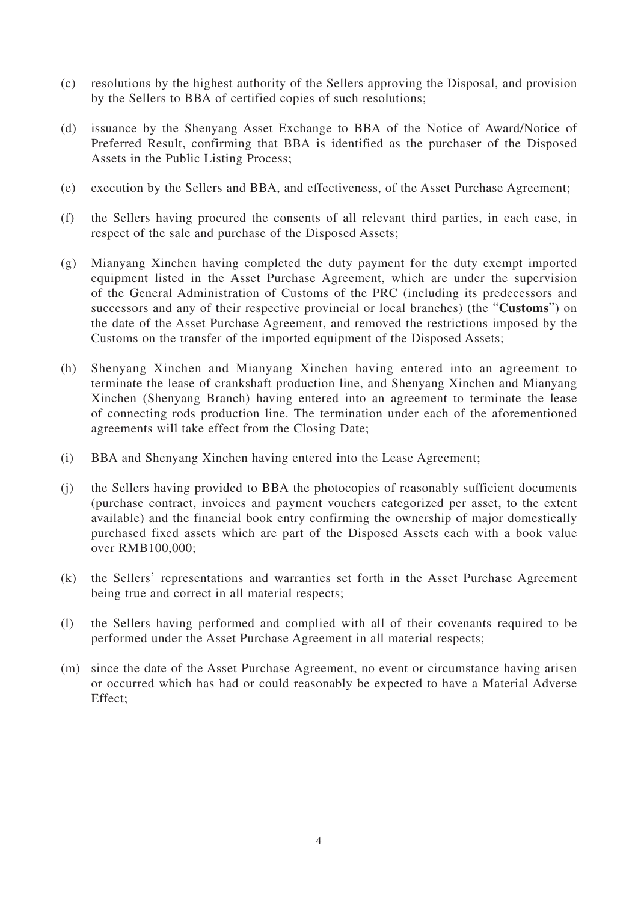(c) resolutions by the highest authority of the Sellers approving the Disposal, and provision by the Sellers to BBA of certified copies of such resolutions;

(d) issuance by the Shenyang Asset Exchange to BBA of the Notice of Award/Notice of Preferred Result, confirming that BBA is identified as the purchaser of the Disposed Assets in the Public Listing Process;

(e) execution by the Sellers and BBA, and effectiveness, of the Asset Purchase Agreement;

(f) the Sellers having procured the consents of all relevant third parties, in each case, in respect of the sale and purchase of the Disposed Assets;

(g) Mianyang Xinchen having completed the duty payment for the duty exempt imported equipment listed in the Asset Purchase Agreement, which are under the supervision of the General Administration of Customs of the PRC (including its predecessors and successors and any of their respective provincial or local branches) (the "**Customs**") on the date of the Asset Purchase Agreement, and removed the restrictions imposed by the Customs on the transfer of the imported equipment of the Disposed Assets;

(h) Shenyang Xinchen and Mianyang Xinchen having entered into an agreement to terminate the lease of crankshaft production line, and Shenyang Xinchen and Mianyang Xinchen (Shenyang Branch) having entered into an agreement to terminate the lease of connecting rods production line. The termination under each of the aforementioned agreements will take effect from the Closing Date;

(i) BBA and Shenyang Xinchen having entered into the Lease Agreement;

(j) the Sellers having provided to BBA the photocopies of reasonably sufficient documents (purchase contract, invoices and payment vouchers categorized per asset, to the extent available) and the financial book entry confirming the ownership of major domestically purchased fixed assets which are part of the Disposed Assets each with a book value over RMB100,000;

(k) the Sellers' representations and warranties set forth in the Asset Purchase Agreement being true and correct in all material respects;

(l) the Sellers having performed and complied with all of their covenants required to be performed under the Asset Purchase Agreement in all material respects;

(m) since the date of the Asset Purchase Agreement, no event or circumstance having arisen or occurred which has had or could reasonably be expected to have a Material Adverse Effect;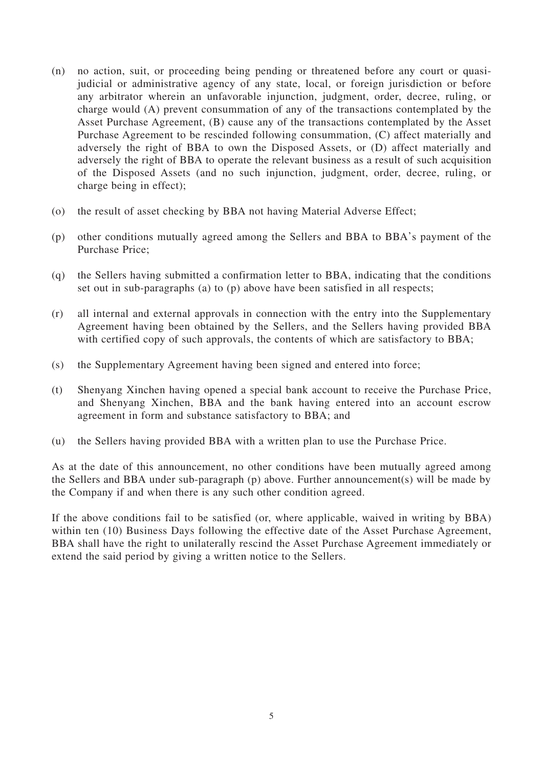(n) no action, suit, or proceeding being pending or threatened before any court or quasi-judicial or administrative agency of any state, local, or foreign jurisdiction or before any arbitrator wherein an unfavorable injunction, judgment, order, decree, ruling, or charge would (A) prevent consummation of any of the transactions contemplated by the Asset Purchase Agreement, (B) cause any of the transactions contemplated by the Asset Purchase Agreement to be rescinded following consummation, (C) affect materially and adversely the right of BBA to own the Disposed Assets, or (D) affect materially and adversely the right of BBA to operate the relevant business as a result of such acquisition of the Disposed Assets (and no such injunction, judgment, order, decree, ruling, or charge being in effect);

(o) the result of asset checking by BBA not having Material Adverse Effect;

(p) other conditions mutually agreed among the Sellers and BBA to BBA's payment of the Purchase Price;

(q) the Sellers having submitted a confirmation letter to BBA, indicating that the conditions set out in sub-paragraphs (a) to (p) above have been satisfied in all respects;

(r) all internal and external approvals in connection with the entry into the Supplementary Agreement having been obtained by the Sellers, and the Sellers having provided BBA with certified copy of such approvals, the contents of which are satisfactory to BBA;

(s) the Supplementary Agreement having been signed and entered into force;

(t) Shenyang Xinchen having opened a special bank account to receive the Purchase Price, and Shenyang Xinchen, BBA and the bank having entered into an account escrow agreement in form and substance satisfactory to BBA; and

(u) the Sellers having provided BBA with a written plan to use the Purchase Price.

As at the date of this announcement, no other conditions have been mutually agreed among the Sellers and BBA under sub-paragraph (p) above. Further announcement(s) will be made by the Company if and when there is any such other condition agreed.

If the above conditions fail to be satisfied (or, where applicable, waived in writing by BBA) within ten (10) Business Days following the effective date of the Asset Purchase Agreement, BBA shall have the right to unilaterally rescind the Asset Purchase Agreement immediately or extend the said period by giving a written notice to the Sellers.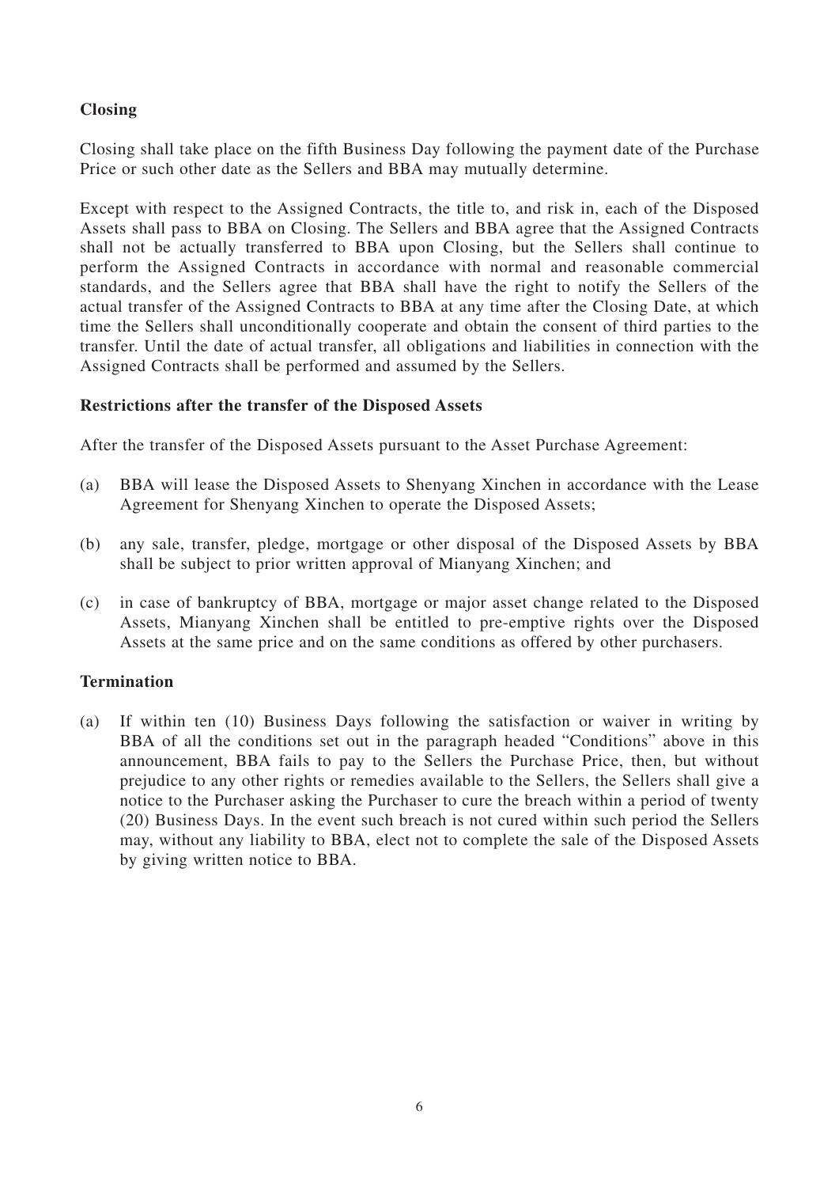**Closing**

Closing shall take place on the fifth Business Day following the payment date of the Purchase Price or such other date as the Sellers and BBA may mutually determine.

Except with respect to the Assigned Contracts, the title to, and risk in, each of the Disposed Assets shall pass to BBA on Closing. The Sellers and BBA agree that the Assigned Contracts shall not be actually transferred to BBA upon Closing, but the Sellers shall continue to perform the Assigned Contracts in accordance with normal and reasonable commercial standards, and the Sellers agree that BBA shall have the right to notify the Sellers of the actual transfer of the Assigned Contracts to BBA at any time after the Closing Date, at which time the Sellers shall unconditionally cooperate and obtain the consent of third parties to the transfer. Until the date of actual transfer, all obligations and liabilities in connection with the Assigned Contracts shall be performed and assumed by the Sellers.

**Restrictions after the transfer of the Disposed Assets**

After the transfer of the Disposed Assets pursuant to the Asset Purchase Agreement:

(a) BBA will lease the Disposed Assets to Shenyang Xinchen in accordance with the Lease Agreement for Shenyang Xinchen to operate the Disposed Assets;

(b) any sale, transfer, pledge, mortgage or other disposal of the Disposed Assets by BBA shall be subject to prior written approval of Mianyang Xinchen; and

(c) in case of bankruptcy of BBA, mortgage or major asset change related to the Disposed Assets, Mianyang Xinchen shall be entitled to pre-emptive rights over the Disposed Assets at the same price and on the same conditions as offered by other purchasers.

**Termination**

(a) If within ten (10) Business Days following the satisfaction or waiver in writing by BBA of all the conditions set out in the paragraph headed "Conditions" above in this announcement, BBA fails to pay to the Sellers the Purchase Price, then, but without prejudice to any other rights or remedies available to the Sellers, the Sellers shall give a notice to the Purchaser asking the Purchaser to cure the breach within a period of twenty (20) Business Days. In the event such breach is not cured within such period the Sellers may, without any liability to BBA, elect not to complete the sale of the Disposed Assets by giving written notice to BBA.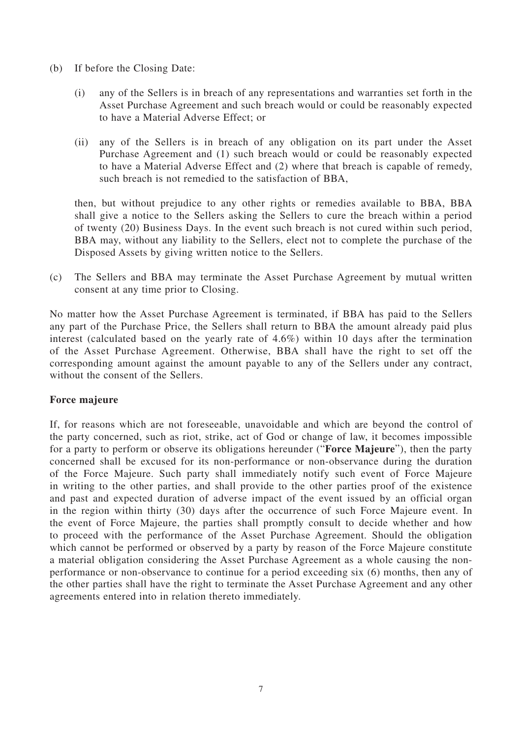(b) If before the Closing Date:

  (i) any of the Sellers is in breach of any representations and warranties set forth in the Asset Purchase Agreement and such breach would or could be reasonably expected to have a Material Adverse Effect; or

  (ii) any of the Sellers is in breach of any obligation on its part under the Asset Purchase Agreement and (1) such breach would or could be reasonably expected to have a Material Adverse Effect and (2) where that breach is capable of remedy, such breach is not remedied to the satisfaction of BBA,

  then, but without prejudice to any other rights or remedies available to BBA, BBA shall give a notice to the Sellers asking the Sellers to cure the breach within a period of twenty (20) Business Days. In the event such breach is not cured within such period, BBA may, without any liability to the Sellers, elect not to complete the purchase of the Disposed Assets by giving written notice to the Sellers.

(c) The Sellers and BBA may terminate the Asset Purchase Agreement by mutual written consent at any time prior to Closing.

No matter how the Asset Purchase Agreement is terminated, if BBA has paid to the Sellers any part of the Purchase Price, the Sellers shall return to BBA the amount already paid plus interest (calculated based on the yearly rate of 4.6%) within 10 days after the termination of the Asset Purchase Agreement. Otherwise, BBA shall have the right to set off the corresponding amount against the amount payable to any of the Sellers under any contract, without the consent of the Sellers.

**Force majeure**

If, for reasons which are not foreseeable, unavoidable and which are beyond the control of the party concerned, such as riot, strike, act of God or change of law, it becomes impossible for a party to perform or observe its obligations hereunder ("**Force Majeure**"), then the party concerned shall be excused for its non-performance or non-observance during the duration of the Force Majeure. Such party shall immediately notify such event of Force Majeure in writing to the other parties, and shall provide to the other parties proof of the existence and past and expected duration of adverse impact of the event issued by an official organ in the region within thirty (30) days after the occurrence of such Force Majeure event. In the event of Force Majeure, the parties shall promptly consult to decide whether and how to proceed with the performance of the Asset Purchase Agreement. Should the obligation which cannot be performed or observed by a party by reason of the Force Majeure constitute a material obligation considering the Asset Purchase Agreement as a whole causing the non-performance or non-observance to continue for a period exceeding six (6) months, then any of the other parties shall have the right to terminate the Asset Purchase Agreement and any other agreements entered into in relation thereto immediately.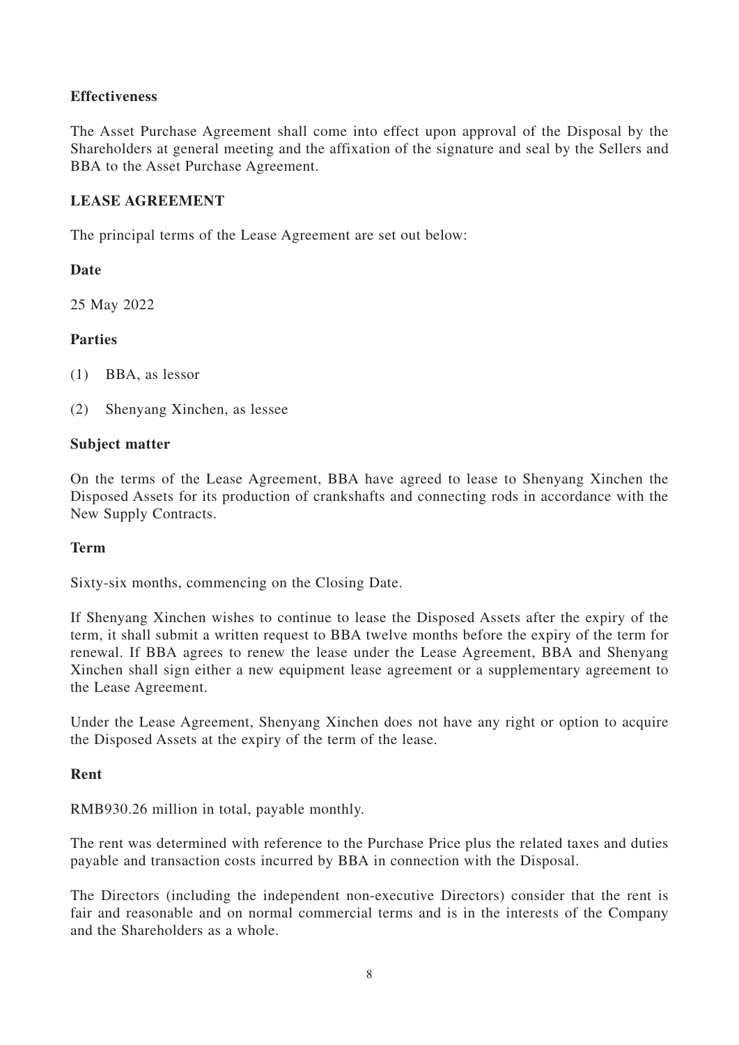**Effectiveness**

The Asset Purchase Agreement shall come into effect upon approval of the Disposal by the Shareholders at general meeting and the affixation of the signature and seal by the Sellers and BBA to the Asset Purchase Agreement.

## LEASE AGREEMENT

The principal terms of the Lease Agreement are set out below:

**Date**

25 May 2022

**Parties**

(1) BBA, as lessor

(2) Shenyang Xinchen, as lessee

**Subject matter**

On the terms of the Lease Agreement, BBA have agreed to lease to Shenyang Xinchen the Disposed Assets for its production of crankshafts and connecting rods in accordance with the New Supply Contracts.

**Term**

Sixty-six months, commencing on the Closing Date.

If Shenyang Xinchen wishes to continue to lease the Disposed Assets after the expiry of the term, it shall submit a written request to BBA twelve months before the expiry of the term for renewal. If BBA agrees to renew the lease under the Lease Agreement, BBA and Shenyang Xinchen shall sign either a new equipment lease agreement or a supplementary agreement to the Lease Agreement.

Under the Lease Agreement, Shenyang Xinchen does not have any right or option to acquire the Disposed Assets at the expiry of the term of the lease.

**Rent**

RMB930.26 million in total, payable monthly.

The rent was determined with reference to the Purchase Price plus the related taxes and duties payable and transaction costs incurred by BBA in connection with the Disposal.

The Directors (including the independent non-executive Directors) consider that the rent is fair and reasonable and on normal commercial terms and is in the interests of the Company and the Shareholders as a whole.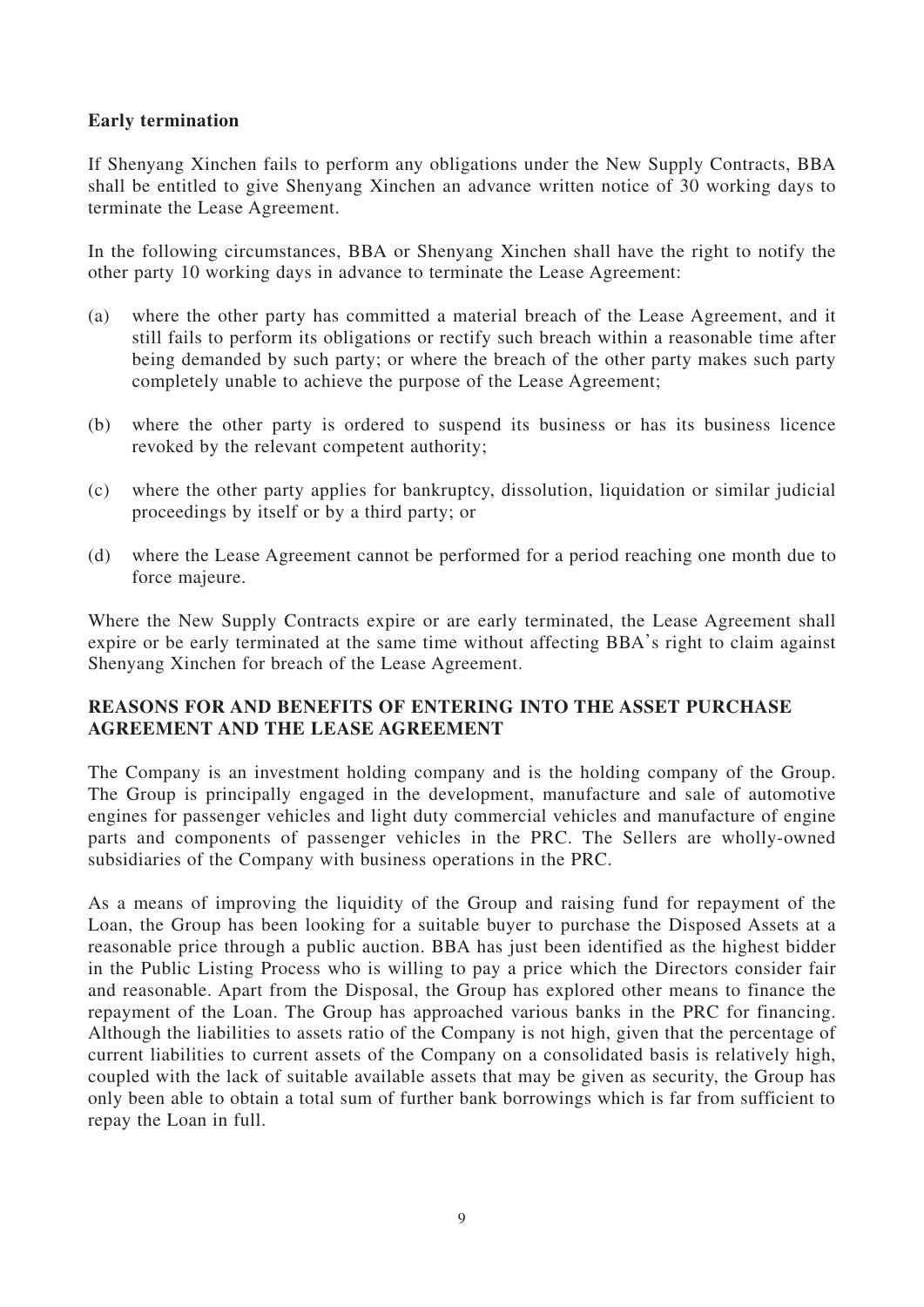**Early termination**

If Shenyang Xinchen fails to perform any obligations under the New Supply Contracts, BBA shall be entitled to give Shenyang Xinchen an advance written notice of 30 working days to terminate the Lease Agreement.

In the following circumstances, BBA or Shenyang Xinchen shall have the right to notify the other party 10 working days in advance to terminate the Lease Agreement:

(a) where the other party has committed a material breach of the Lease Agreement, and it still fails to perform its obligations or rectify such breach within a reasonable time after being demanded by such party; or where the breach of the other party makes such party completely unable to achieve the purpose of the Lease Agreement;

(b) where the other party is ordered to suspend its business or has its business licence revoked by the relevant competent authority;

(c) where the other party applies for bankruptcy, dissolution, liquidation or similar judicial proceedings by itself or by a third party; or

(d) where the Lease Agreement cannot be performed for a period reaching one month due to force majeure.

Where the New Supply Contracts expire or are early terminated, the Lease Agreement shall expire or be early terminated at the same time without affecting BBA's right to claim against Shenyang Xinchen for breach of the Lease Agreement.

## REASONS FOR AND BENEFITS OF ENTERING INTO THE ASSET PURCHASE AGREEMENT AND THE LEASE AGREEMENT

The Company is an investment holding company and is the holding company of the Group. The Group is principally engaged in the development, manufacture and sale of automotive engines for passenger vehicles and light duty commercial vehicles and manufacture of engine parts and components of passenger vehicles in the PRC. The Sellers are wholly-owned subsidiaries of the Company with business operations in the PRC.

As a means of improving the liquidity of the Group and raising fund for repayment of the Loan, the Group has been looking for a suitable buyer to purchase the Disposed Assets at a reasonable price through a public auction. BBA has just been identified as the highest bidder in the Public Listing Process who is willing to pay a price which the Directors consider fair and reasonable. Apart from the Disposal, the Group has explored other means to finance the repayment of the Loan. The Group has approached various banks in the PRC for financing. Although the liabilities to assets ratio of the Company is not high, given that the percentage of current liabilities to current assets of the Company on a consolidated basis is relatively high, coupled with the lack of suitable available assets that may be given as security, the Group has only been able to obtain a total sum of further bank borrowings which is far from sufficient to repay the Loan in full.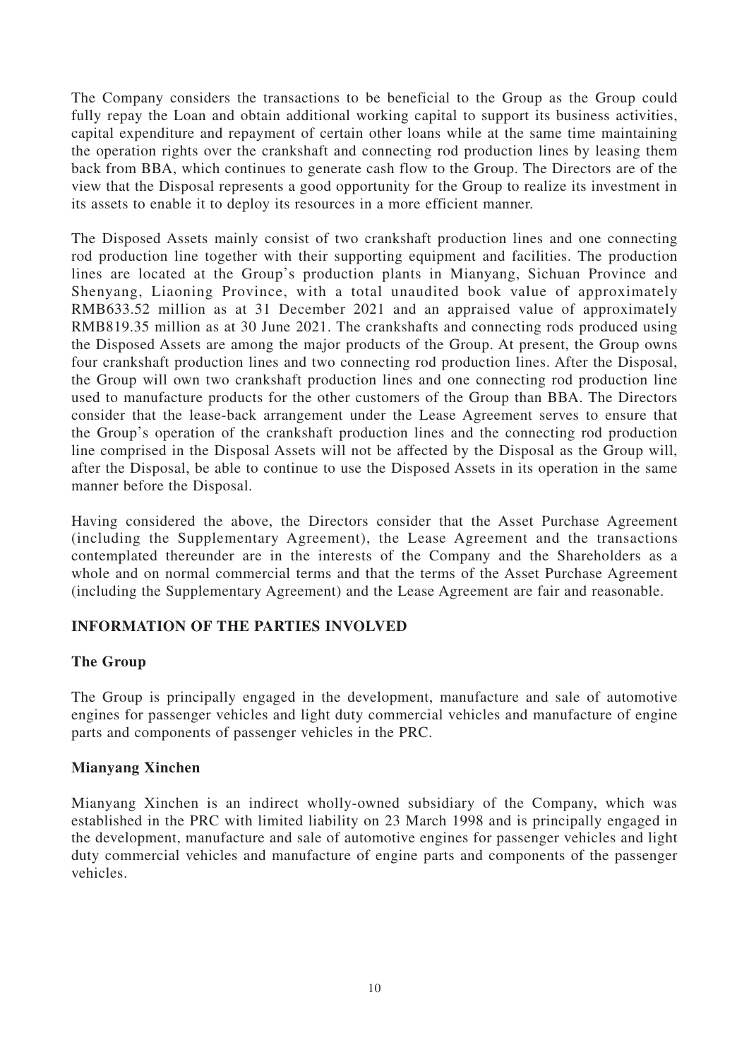The Company considers the transactions to be beneficial to the Group as the Group could fully repay the Loan and obtain additional working capital to support its business activities, capital expenditure and repayment of certain other loans while at the same time maintaining the operation rights over the crankshaft and connecting rod production lines by leasing them back from BBA, which continues to generate cash flow to the Group. The Directors are of the view that the Disposal represents a good opportunity for the Group to realize its investment in its assets to enable it to deploy its resources in a more efficient manner.

The Disposed Assets mainly consist of two crankshaft production lines and one connecting rod production line together with their supporting equipment and facilities. The production lines are located at the Group's production plants in Mianyang, Sichuan Province and Shenyang, Liaoning Province, with a total unaudited book value of approximately RMB633.52 million as at 31 December 2021 and an appraised value of approximately RMB819.35 million as at 30 June 2021. The crankshafts and connecting rods produced using the Disposed Assets are among the major products of the Group. At present, the Group owns four crankshaft production lines and two connecting rod production lines. After the Disposal, the Group will own two crankshaft production lines and one connecting rod production line used to manufacture products for the other customers of the Group than BBA. The Directors consider that the lease-back arrangement under the Lease Agreement serves to ensure that the Group's operation of the crankshaft production lines and the connecting rod production line comprised in the Disposal Assets will not be affected by the Disposal as the Group will, after the Disposal, be able to continue to use the Disposed Assets in its operation in the same manner before the Disposal.

Having considered the above, the Directors consider that the Asset Purchase Agreement (including the Supplementary Agreement), the Lease Agreement and the transactions contemplated thereunder are in the interests of the Company and the Shareholders as a whole and on normal commercial terms and that the terms of the Asset Purchase Agreement (including the Supplementary Agreement) and the Lease Agreement are fair and reasonable.

## INFORMATION OF THE PARTIES INVOLVED

### The Group

The Group is principally engaged in the development, manufacture and sale of automotive engines for passenger vehicles and light duty commercial vehicles and manufacture of engine parts and components of passenger vehicles in the PRC.

### Mianyang Xinchen

Mianyang Xinchen is an indirect wholly-owned subsidiary of the Company, which was established in the PRC with limited liability on 23 March 1998 and is principally engaged in the development, manufacture and sale of automotive engines for passenger vehicles and light duty commercial vehicles and manufacture of engine parts and components of the passenger vehicles.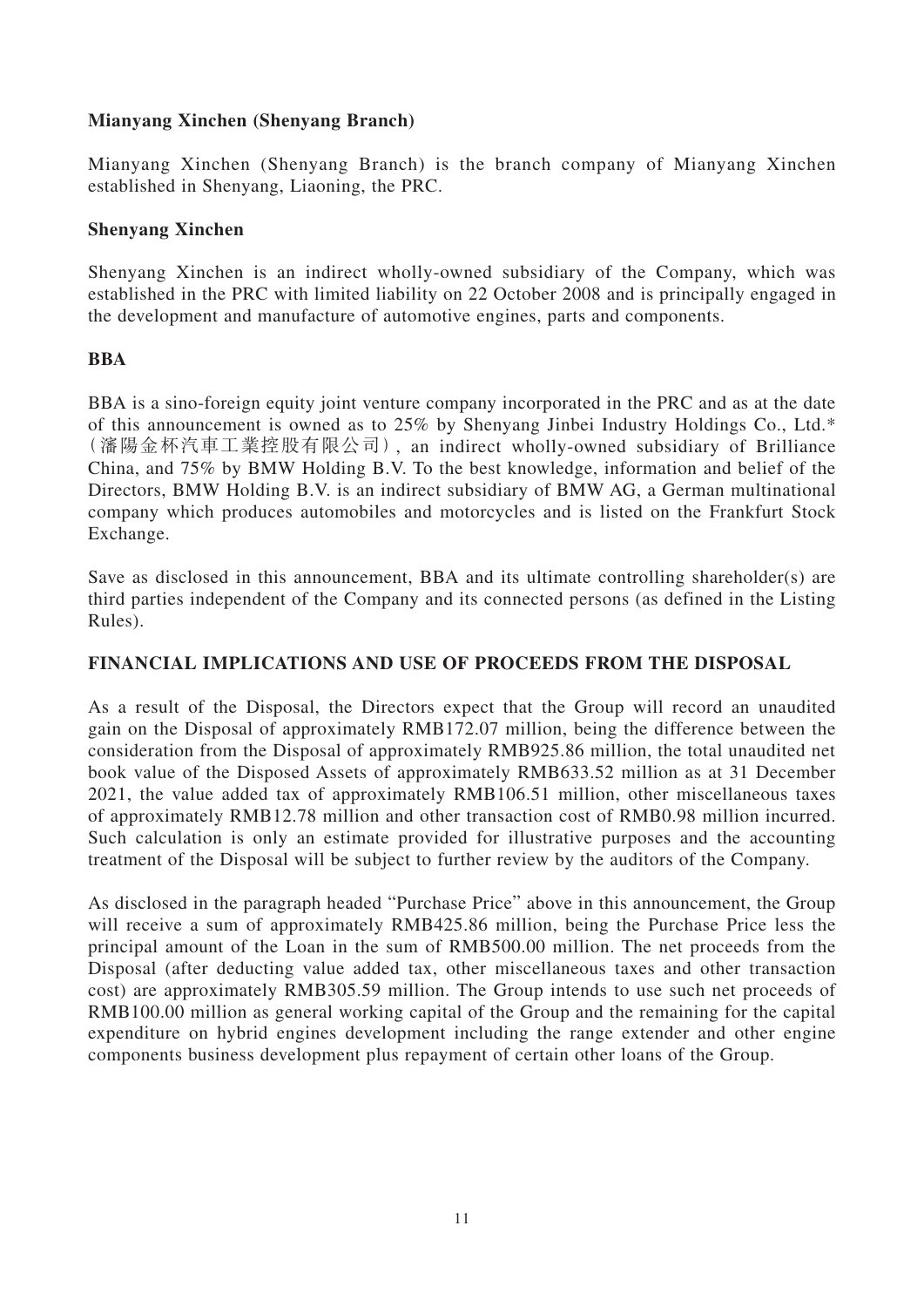**Mianyang Xinchen (Shenyang Branch)**

Mianyang Xinchen (Shenyang Branch) is the branch company of Mianyang Xinchen established in Shenyang, Liaoning, the PRC.

**Shenyang Xinchen**

Shenyang Xinchen is an indirect wholly-owned subsidiary of the Company, which was established in the PRC with limited liability on 22 October 2008 and is principally engaged in the development and manufacture of automotive engines, parts and components.

**BBA**

BBA is a sino-foreign equity joint venture company incorporated in the PRC and as at the date of this announcement is owned as to 25% by Shenyang Jinbei Industry Holdings Co., Ltd.*（瀋陽金杯汽車工業控股有限公司）, an indirect wholly-owned subsidiary of Brilliance China, and 75% by BMW Holding B.V. To the best knowledge, information and belief of the Directors, BMW Holding B.V. is an indirect subsidiary of BMW AG, a German multinational company which produces automobiles and motorcycles and is listed on the Frankfurt Stock Exchange.

Save as disclosed in this announcement, BBA and its ultimate controlling shareholder(s) are third parties independent of the Company and its connected persons (as defined in the Listing Rules).

**FINANCIAL IMPLICATIONS AND USE OF PROCEEDS FROM THE DISPOSAL**

As a result of the Disposal, the Directors expect that the Group will record an unaudited gain on the Disposal of approximately RMB172.07 million, being the difference between the consideration from the Disposal of approximately RMB925.86 million, the total unaudited net book value of the Disposed Assets of approximately RMB633.52 million as at 31 December 2021, the value added tax of approximately RMB106.51 million, other miscellaneous taxes of approximately RMB12.78 million and other transaction cost of RMB0.98 million incurred. Such calculation is only an estimate provided for illustrative purposes and the accounting treatment of the Disposal will be subject to further review by the auditors of the Company.

As disclosed in the paragraph headed "Purchase Price" above in this announcement, the Group will receive a sum of approximately RMB425.86 million, being the Purchase Price less the principal amount of the Loan in the sum of RMB500.00 million. The net proceeds from the Disposal (after deducting value added tax, other miscellaneous taxes and other transaction cost) are approximately RMB305.59 million. The Group intends to use such net proceeds of RMB100.00 million as general working capital of the Group and the remaining for the capital expenditure on hybrid engines development including the range extender and other engine components business development plus repayment of certain other loans of the Group.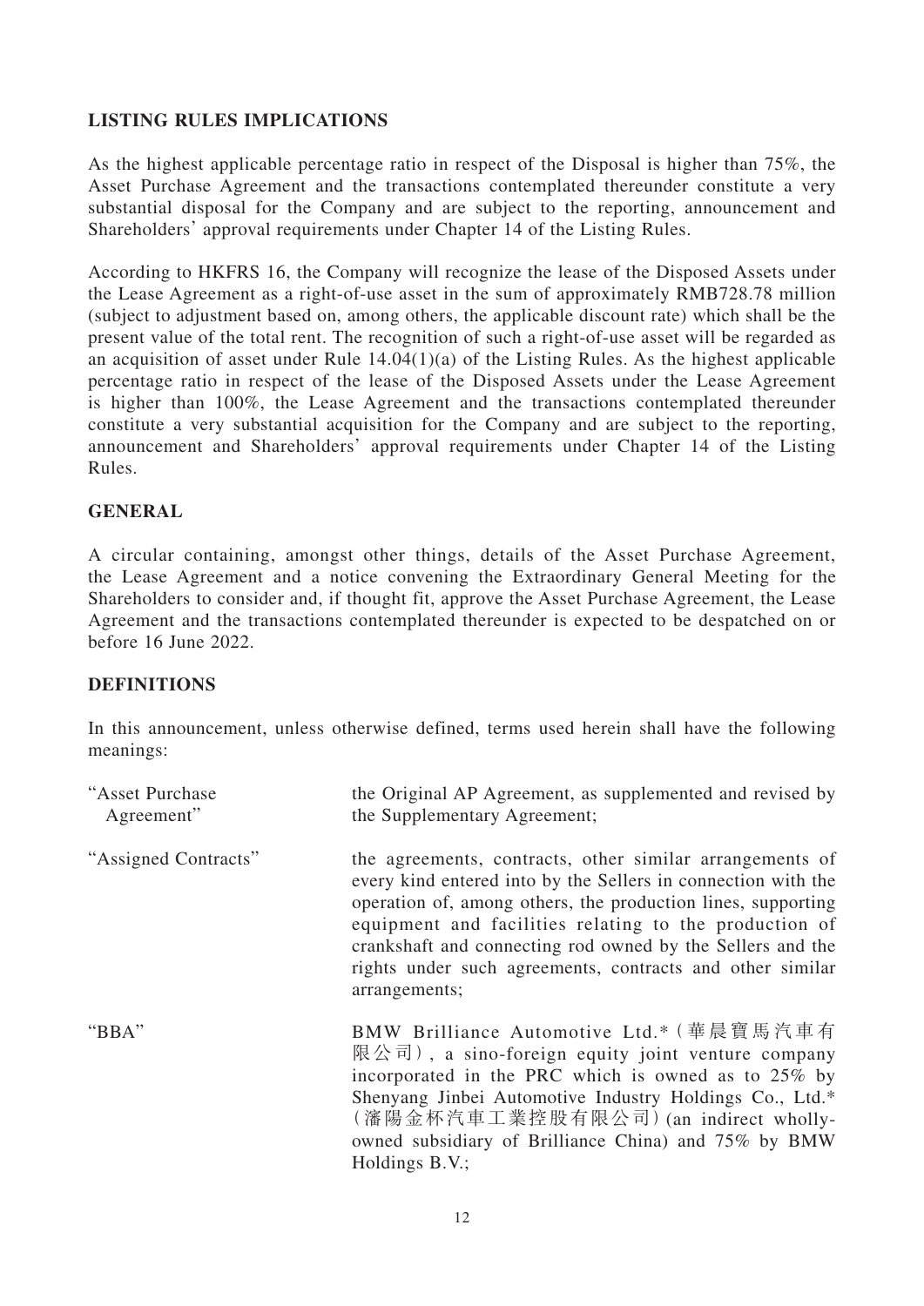## LISTING RULES IMPLICATIONS

As the highest applicable percentage ratio in respect of the Disposal is higher than 75%, the Asset Purchase Agreement and the transactions contemplated thereunder constitute a very substantial disposal for the Company and are subject to the reporting, announcement and Shareholders' approval requirements under Chapter 14 of the Listing Rules.

According to HKFRS 16, the Company will recognize the lease of the Disposed Assets under the Lease Agreement as a right-of-use asset in the sum of approximately RMB728.78 million (subject to adjustment based on, among others, the applicable discount rate) which shall be the present value of the total rent. The recognition of such a right-of-use asset will be regarded as an acquisition of asset under Rule 14.04(1)(a) of the Listing Rules. As the highest applicable percentage ratio in respect of the lease of the Disposed Assets under the Lease Agreement is higher than 100%, the Lease Agreement and the transactions contemplated thereunder constitute a very substantial acquisition for the Company and are subject to the reporting, announcement and Shareholders' approval requirements under Chapter 14 of the Listing Rules.

## GENERAL

A circular containing, amongst other things, details of the Asset Purchase Agreement, the Lease Agreement and a notice convening the Extraordinary General Meeting for the Shareholders to consider and, if thought fit, approve the Asset Purchase Agreement, the Lease Agreement and the transactions contemplated thereunder is expected to be despatched on or before 16 June 2022.

## DEFINITIONS

In this announcement, unless otherwise defined, terms used herein shall have the following meanings:

| | |
|---|---|
| "Asset Purchase Agreement" | the Original AP Agreement, as supplemented and revised by the Supplementary Agreement; |
| "Assigned Contracts" | the agreements, contracts, other similar arrangements of every kind entered into by the Sellers in connection with the operation of, among others, the production lines, supporting equipment and facilities relating to the production of crankshaft and connecting rod owned by the Sellers and the rights under such agreements, contracts and other similar arrangements; |
| "BBA" | BMW Brilliance Automotive Ltd.\* (華晨寶馬汽車有限公司), a sino-foreign equity joint venture company incorporated in the PRC which is owned as to 25% by Shenyang Jinbei Automotive Industry Holdings Co., Ltd.\* (瀋陽金杯汽車工業控股有限公司) (an indirect wholly-owned subsidiary of Brilliance China) and 75% by BMW Holdings B.V.; |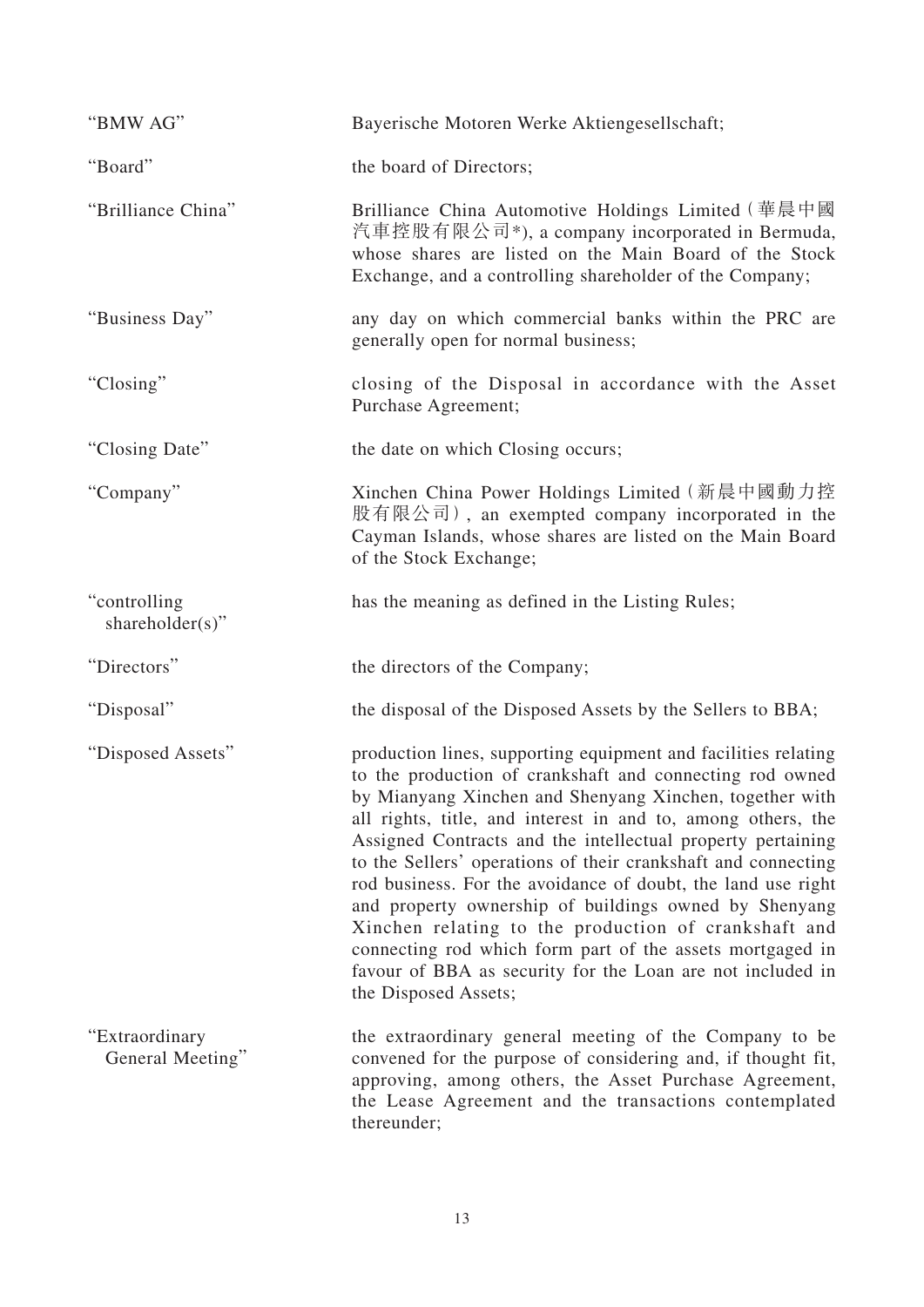| | |
|---|---|
| "BMW AG" | Bayerische Motoren Werke Aktiengesellschaft; |
| "Board" | the board of Directors; |
| "Brilliance China" | Brilliance China Automotive Holdings Limited (華晨中國汽車控股有限公司*), a company incorporated in Bermuda, whose shares are listed on the Main Board of the Stock Exchange, and a controlling shareholder of the Company; |
| "Business Day" | any day on which commercial banks within the PRC are generally open for normal business; |
| "Closing" | closing of the Disposal in accordance with the Asset Purchase Agreement; |
| "Closing Date" | the date on which Closing occurs; |
| "Company" | Xinchen China Power Holdings Limited (新晨中國動力控股有限公司), an exempted company incorporated in the Cayman Islands, whose shares are listed on the Main Board of the Stock Exchange; |
| "controlling shareholder(s)" | has the meaning as defined in the Listing Rules; |
| "Directors" | the directors of the Company; |
| "Disposal" | the disposal of the Disposed Assets by the Sellers to BBA; |
| "Disposed Assets" | production lines, supporting equipment and facilities relating to the production of crankshaft and connecting rod owned by Mianyang Xinchen and Shenyang Xinchen, together with all rights, title, and interest in and to, among others, the Assigned Contracts and the intellectual property pertaining to the Sellers' operations of their crankshaft and connecting rod business. For the avoidance of doubt, the land use right and property ownership of buildings owned by Shenyang Xinchen relating to the production of crankshaft and connecting rod which form part of the assets mortgaged in favour of BBA as security for the Loan are not included in the Disposed Assets; |
| "Extraordinary General Meeting" | the extraordinary general meeting of the Company to be convened for the purpose of considering and, if thought fit, approving, among others, the Asset Purchase Agreement, the Lease Agreement and the transactions contemplated thereunder; |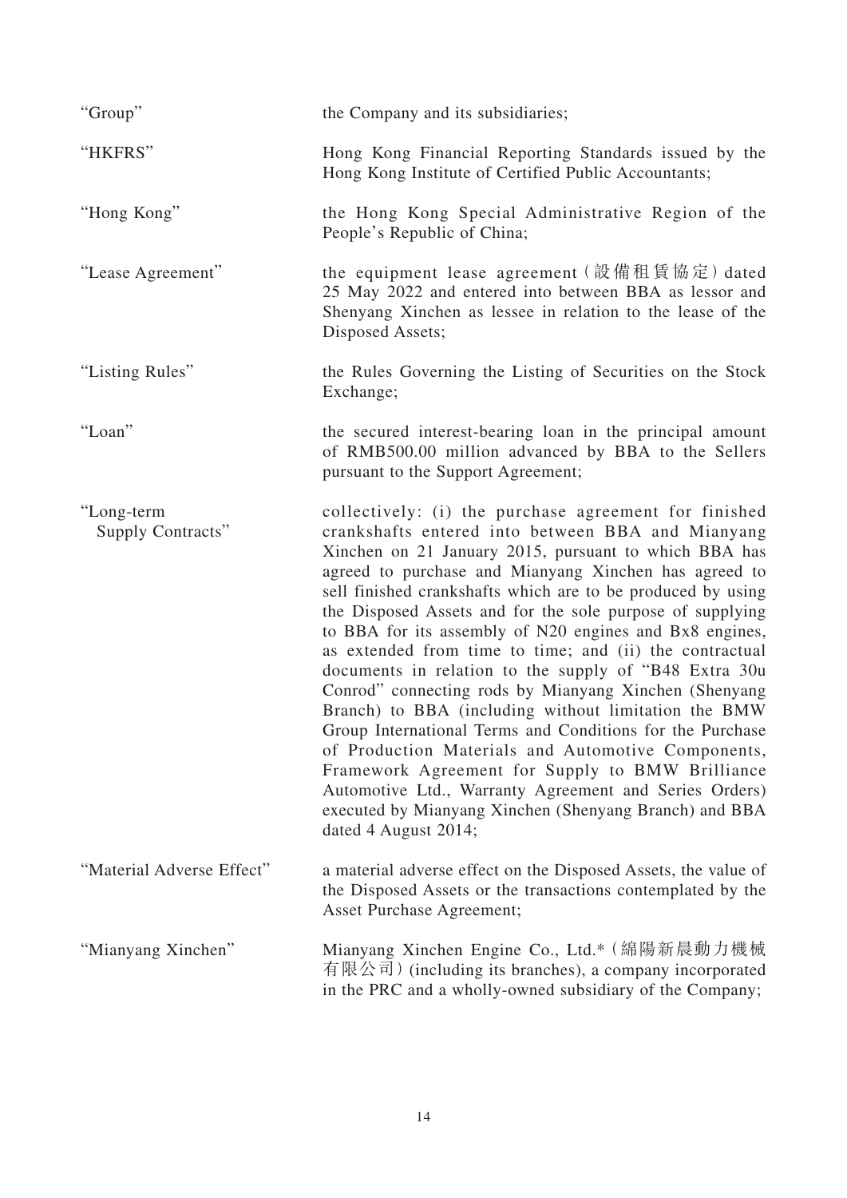| | |
|---|---|
| "Group" | the Company and its subsidiaries; |
| "HKFRS" | Hong Kong Financial Reporting Standards issued by the Hong Kong Institute of Certified Public Accountants; |
| "Hong Kong" | the Hong Kong Special Administrative Region of the People's Republic of China; |
| "Lease Agreement" | the equipment lease agreement (設備租賃協定) dated 25 May 2022 and entered into between BBA as lessor and Shenyang Xinchen as lessee in relation to the lease of the Disposed Assets; |
| "Listing Rules" | the Rules Governing the Listing of Securities on the Stock Exchange; |
| "Loan" | the secured interest-bearing loan in the principal amount of RMB500.00 million advanced by BBA to the Sellers pursuant to the Support Agreement; |
| "Long-term Supply Contracts" | collectively: (i) the purchase agreement for finished crankshafts entered into between BBA and Mianyang Xinchen on 21 January 2015, pursuant to which BBA has agreed to purchase and Mianyang Xinchen has agreed to sell finished crankshafts which are to be produced by using the Disposed Assets and for the sole purpose of supplying to BBA for its assembly of N20 engines and Bx8 engines, as extended from time to time; and (ii) the contractual documents in relation to the supply of "B48 Extra 30u Conrod" connecting rods by Mianyang Xinchen (Shenyang Branch) to BBA (including without limitation the BMW Group International Terms and Conditions for the Purchase of Production Materials and Automotive Components, Framework Agreement for Supply to BMW Brilliance Automotive Ltd., Warranty Agreement and Series Orders) executed by Mianyang Xinchen (Shenyang Branch) and BBA dated 4 August 2014; |
| "Material Adverse Effect" | a material adverse effect on the Disposed Assets, the value of the Disposed Assets or the transactions contemplated by the Asset Purchase Agreement; |
| "Mianyang Xinchen" | Mianyang Xinchen Engine Co., Ltd.* (綿陽新晨動力機械有限公司) (including its branches), a company incorporated in the PRC and a wholly-owned subsidiary of the Company; |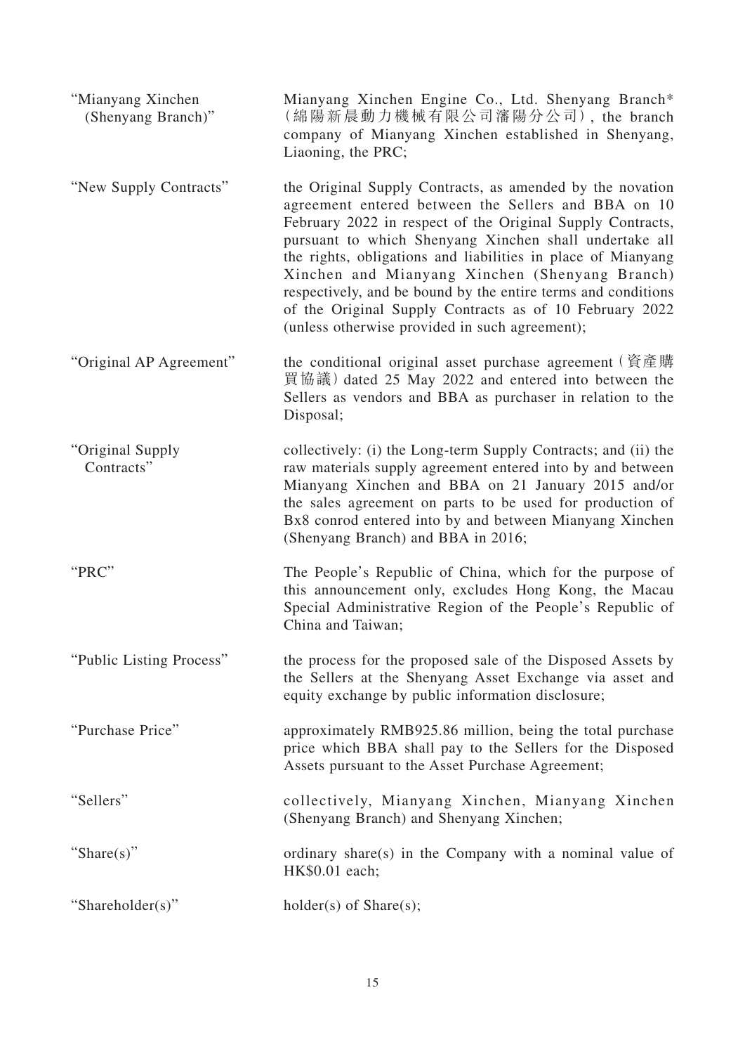| | |
|---|---|
| "Mianyang Xinchen (Shenyang Branch)" | Mianyang Xinchen Engine Co., Ltd. Shenyang Branch* (綿陽新晨動力機械有限公司瀋陽分公司), the branch company of Mianyang Xinchen established in Shenyang, Liaoning, the PRC; |
| "New Supply Contracts" | the Original Supply Contracts, as amended by the novation agreement entered between the Sellers and BBA on 10 February 2022 in respect of the Original Supply Contracts, pursuant to which Shenyang Xinchen shall undertake all the rights, obligations and liabilities in place of Mianyang Xinchen and Mianyang Xinchen (Shenyang Branch) respectively, and be bound by the entire terms and conditions of the Original Supply Contracts as of 10 February 2022 (unless otherwise provided in such agreement); |
| "Original AP Agreement" | the conditional original asset purchase agreement (資產購買協議) dated 25 May 2022 and entered into between the Sellers as vendors and BBA as purchaser in relation to the Disposal; |
| "Original Supply Contracts" | collectively: (i) the Long-term Supply Contracts; and (ii) the raw materials supply agreement entered into by and between Mianyang Xinchen and BBA on 21 January 2015 and/or the sales agreement on parts to be used for production of Bx8 conrod entered into by and between Mianyang Xinchen (Shenyang Branch) and BBA in 2016; |
| "PRC" | The People's Republic of China, which for the purpose of this announcement only, excludes Hong Kong, the Macau Special Administrative Region of the People's Republic of China and Taiwan; |
| "Public Listing Process" | the process for the proposed sale of the Disposed Assets by the Sellers at the Shenyang Asset Exchange via asset and equity exchange by public information disclosure; |
| "Purchase Price" | approximately RMB925.86 million, being the total purchase price which BBA shall pay to the Sellers for the Disposed Assets pursuant to the Asset Purchase Agreement; |
| "Sellers" | collectively, Mianyang Xinchen, Mianyang Xinchen (Shenyang Branch) and Shenyang Xinchen; |
| "Share(s)" | ordinary share(s) in the Company with a nominal value of HK$0.01 each; |
| "Shareholder(s)" | holder(s) of Share(s); |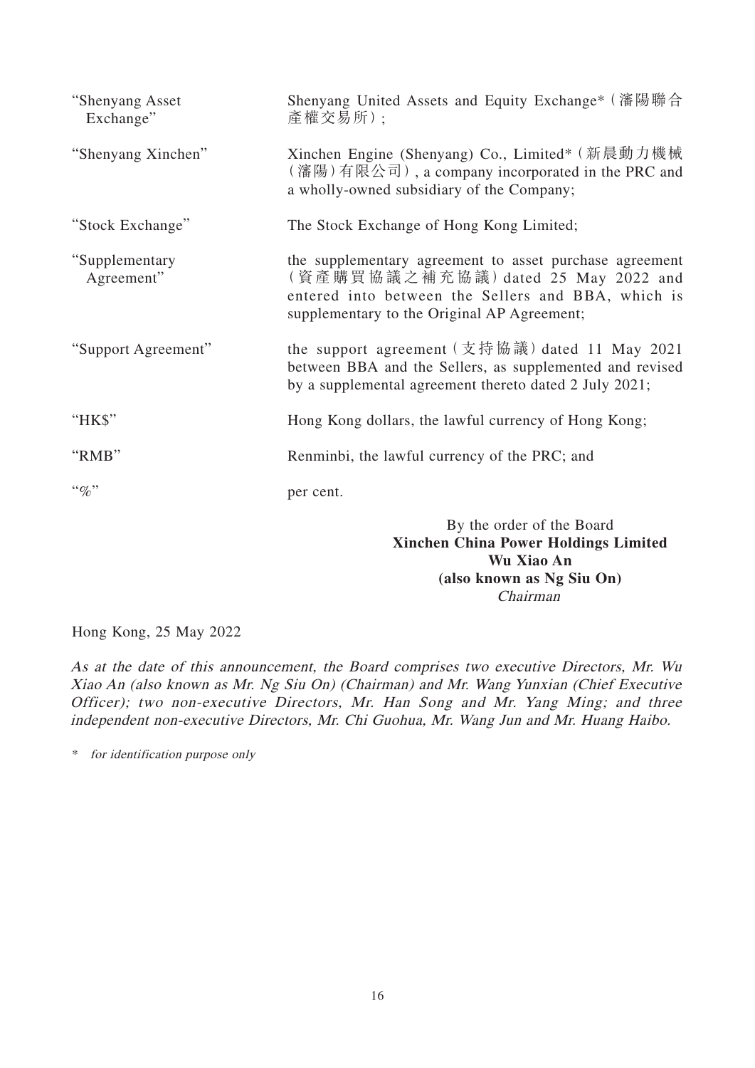| | |
|---|---|
| "Shenyang Asset Exchange" | Shenyang United Assets and Equity Exchange*（瀋陽聯合產權交易所）; |
| "Shenyang Xinchen" | Xinchen Engine (Shenyang) Co., Limited*（新晨動力機械（瀋陽）有限公司）, a company incorporated in the PRC and a wholly-owned subsidiary of the Company; |
| "Stock Exchange" | The Stock Exchange of Hong Kong Limited; |
| "Supplementary Agreement" | the supplementary agreement to asset purchase agreement（資產購買協議之補充協議）dated 25 May 2022 and entered into between the Sellers and BBA, which is supplementary to the Original AP Agreement; |
| "Support Agreement" | the support agreement（支持協議）dated 11 May 2021 between BBA and the Sellers, as supplemented and revised by a supplemental agreement thereto dated 2 July 2021; |
| "HK$" | Hong Kong dollars, the lawful currency of Hong Kong; |
| "RMB" | Renminbi, the lawful currency of the PRC; and |
| "%" | per cent. |

By the order of the Board
**Xinchen China Power Holdings Limited**
**Wu Xiao An**
**(also known as Ng Siu On)**
*Chairman*

Hong Kong, 25 May 2022

*As at the date of this announcement, the Board comprises two executive Directors, Mr. Wu Xiao An (also known as Mr. Ng Siu On) (Chairman) and Mr. Wang Yunxian (Chief Executive Officer); two non-executive Directors, Mr. Han Song and Mr. Yang Ming; and three independent non-executive Directors, Mr. Chi Guohua, Mr. Wang Jun and Mr. Huang Haibo.*

\* *for identification purpose only*